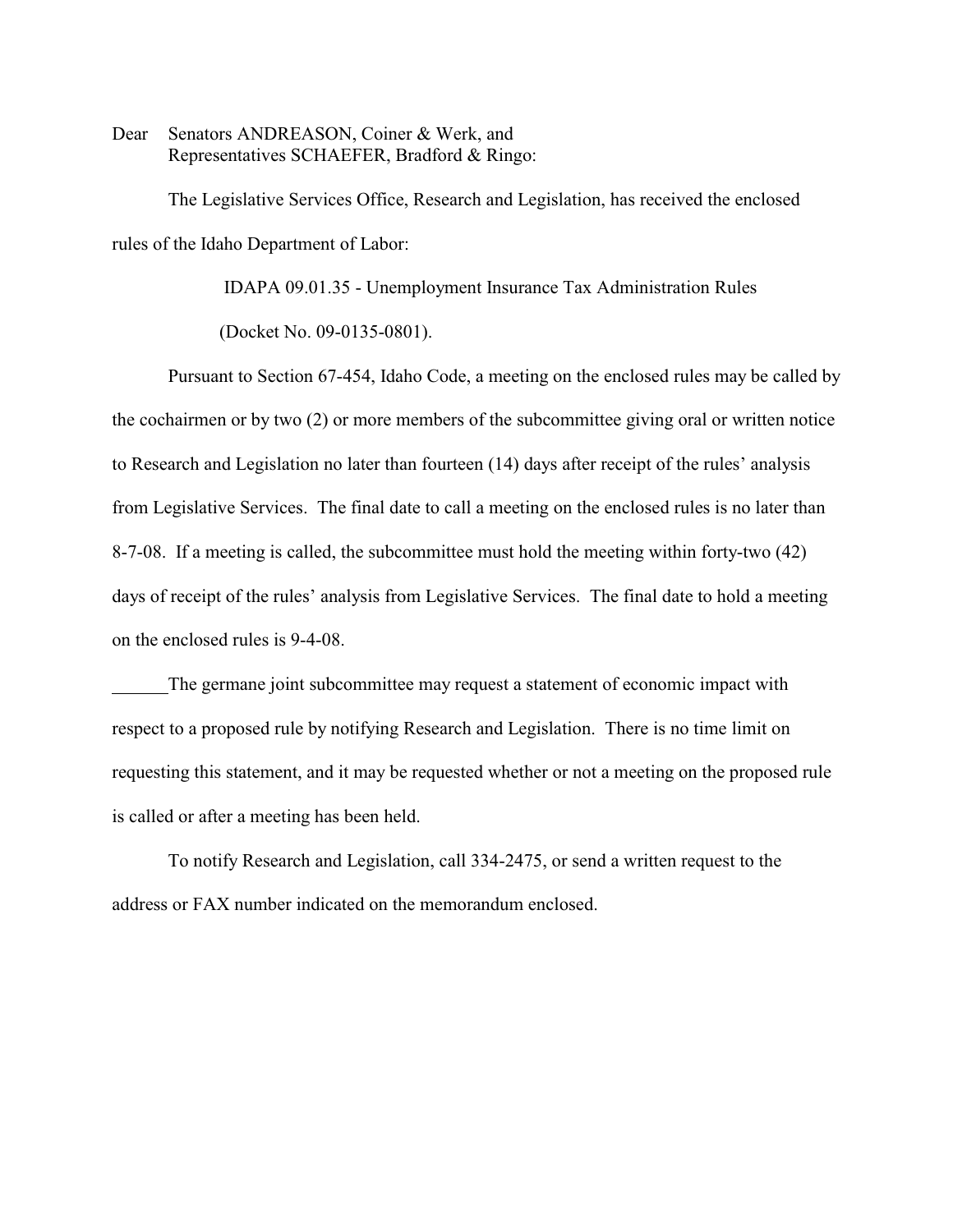Dear Senators ANDREASON, Coiner & Werk, and
Representatives SCHAEFER, Bradford & Ringo:

The Legislative Services Office, Research and Legislation, has received the enclosed rules of the Idaho Department of Labor:

IDAPA 09.01.35 - Unemployment Insurance Tax Administration Rules

(Docket No. 09-0135-0801).

Pursuant to Section 67-454, Idaho Code, a meeting on the enclosed rules may be called by the cochairmen or by two (2) or more members of the subcommittee giving oral or written notice to Research and Legislation no later than fourteen (14) days after receipt of the rules' analysis from Legislative Services. The final date to call a meeting on the enclosed rules is no later than 8-7-08. If a meeting is called, the subcommittee must hold the meeting within forty-two (42) days of receipt of the rules' analysis from Legislative Services. The final date to hold a meeting on the enclosed rules is 9-4-08.

______The germane joint subcommittee may request a statement of economic impact with respect to a proposed rule by notifying Research and Legislation. There is no time limit on requesting this statement, and it may be requested whether or not a meeting on the proposed rule is called or after a meeting has been held.

To notify Research and Legislation, call 334-2475, or send a written request to the address or FAX number indicated on the memorandum enclosed.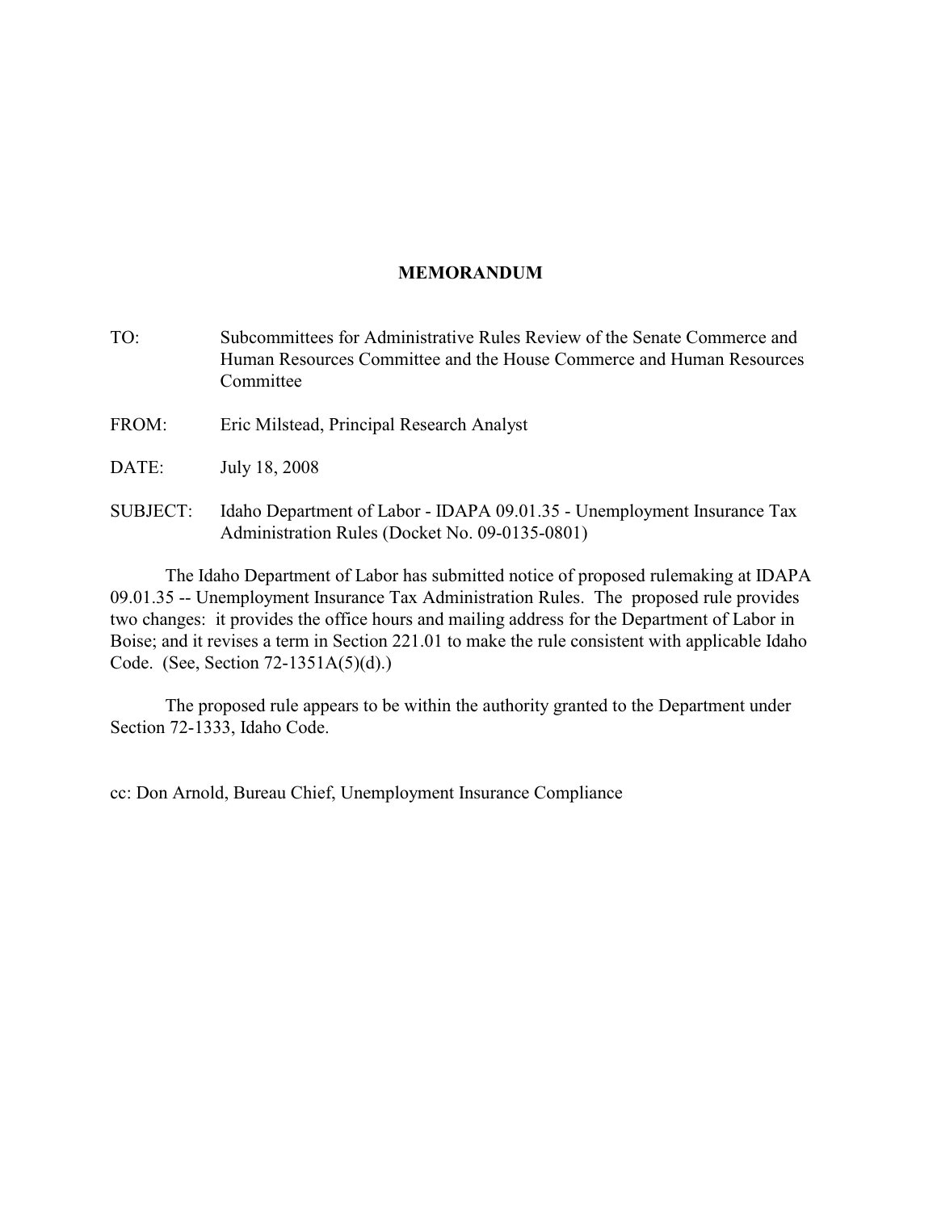# MEMORANDUM

TO: Subcommittees for Administrative Rules Review of the Senate Commerce and Human Resources Committee and the House Commerce and Human Resources Committee

FROM: Eric Milstead, Principal Research Analyst

DATE: July 18, 2008

SUBJECT: Idaho Department of Labor - IDAPA 09.01.35 - Unemployment Insurance Tax Administration Rules (Docket No. 09-0135-0801)

The Idaho Department of Labor has submitted notice of proposed rulemaking at IDAPA 09.01.35 -- Unemployment Insurance Tax Administration Rules. The proposed rule provides two changes: it provides the office hours and mailing address for the Department of Labor in Boise; and it revises a term in Section 221.01 to make the rule consistent with applicable Idaho Code. (See, Section 72-1351A(5)(d).)

The proposed rule appears to be within the authority granted to the Department under Section 72-1333, Idaho Code.

cc: Don Arnold, Bureau Chief, Unemployment Insurance Compliance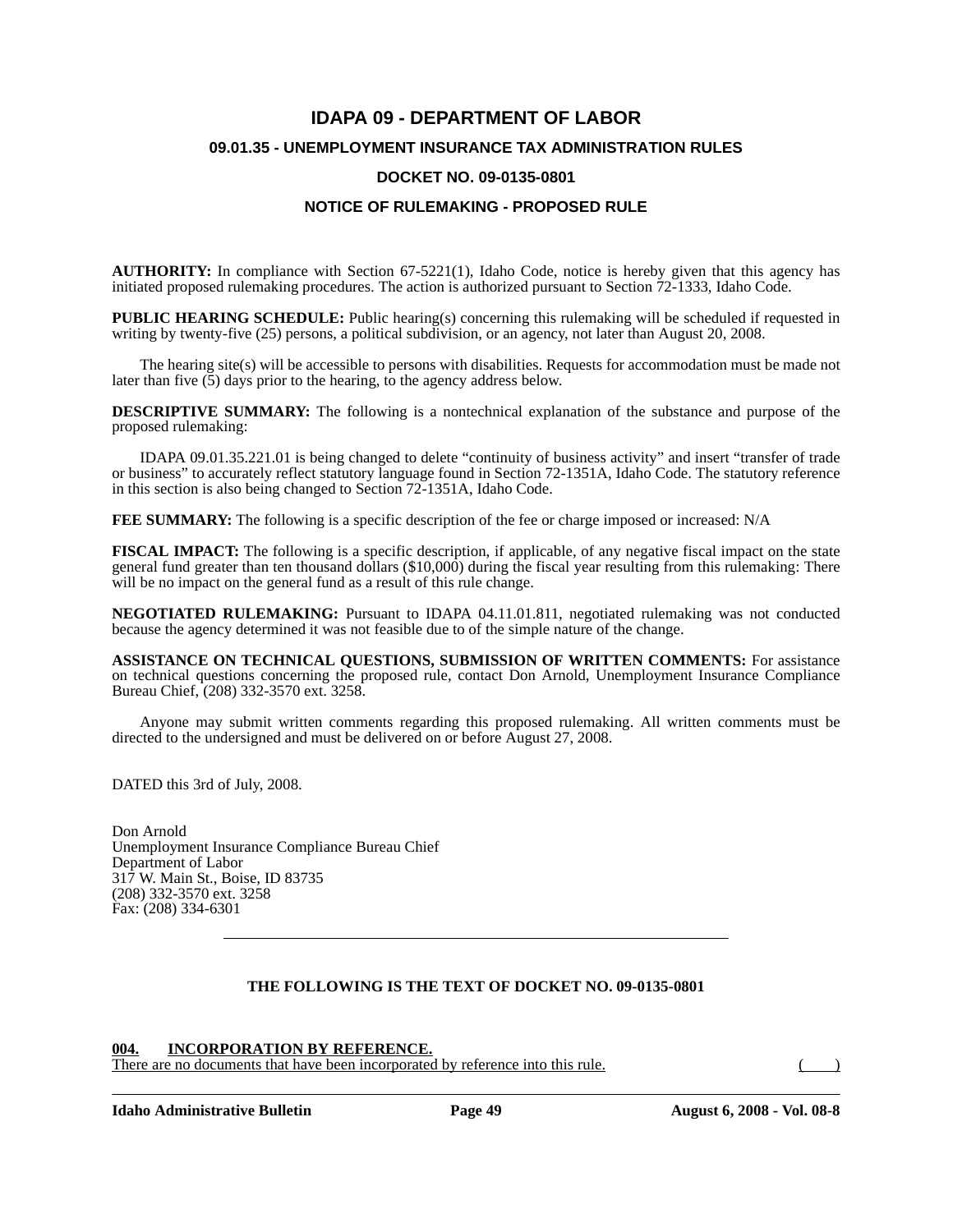# IDAPA 09 - DEPARTMENT OF LABOR

## 09.01.35 - UNEMPLOYMENT INSURANCE TAX ADMINISTRATION RULES

## DOCKET NO. 09-0135-0801

## NOTICE OF RULEMAKING - PROPOSED RULE

**AUTHORITY:** In compliance with Section 67-5221(1), Idaho Code, notice is hereby given that this agency has initiated proposed rulemaking procedures. The action is authorized pursuant to Section 72-1333, Idaho Code.

**PUBLIC HEARING SCHEDULE:** Public hearing(s) concerning this rulemaking will be scheduled if requested in writing by twenty-five (25) persons, a political subdivision, or an agency, not later than August 20, 2008.

The hearing site(s) will be accessible to persons with disabilities. Requests for accommodation must be made not later than five (5) days prior to the hearing, to the agency address below.

**DESCRIPTIVE SUMMARY:** The following is a nontechnical explanation of the substance and purpose of the proposed rulemaking:

IDAPA 09.01.35.221.01 is being changed to delete "continuity of business activity" and insert "transfer of trade or business" to accurately reflect statutory language found in Section 72-1351A, Idaho Code. The statutory reference in this section is also being changed to Section 72-1351A, Idaho Code.

**FEE SUMMARY:** The following is a specific description of the fee or charge imposed or increased: N/A

**FISCAL IMPACT:** The following is a specific description, if applicable, of any negative fiscal impact on the state general fund greater than ten thousand dollars ($10,000) during the fiscal year resulting from this rulemaking: There will be no impact on the general fund as a result of this rule change.

**NEGOTIATED RULEMAKING:** Pursuant to IDAPA 04.11.01.811, negotiated rulemaking was not conducted because the agency determined it was not feasible due to of the simple nature of the change.

**ASSISTANCE ON TECHNICAL QUESTIONS, SUBMISSION OF WRITTEN COMMENTS:** For assistance on technical questions concerning the proposed rule, contact Don Arnold, Unemployment Insurance Compliance Bureau Chief, (208) 332-3570 ext. 3258.

Anyone may submit written comments regarding this proposed rulemaking. All written comments must be directed to the undersigned and must be delivered on or before August 27, 2008.

DATED this 3rd of July, 2008.

Don Arnold
Unemployment Insurance Compliance Bureau Chief
Department of Labor
317 W. Main St., Boise, ID 83735
(208) 332-3570 ext. 3258
Fax: (208) 334-6301

---

**THE FOLLOWING IS THE TEXT OF DOCKET NO. 09-0135-0801**

<u>**004. INCORPORATION BY REFERENCE.**</u>
<u>There are no documents that have been incorporated by reference into this rule.</u> <u>( )</u>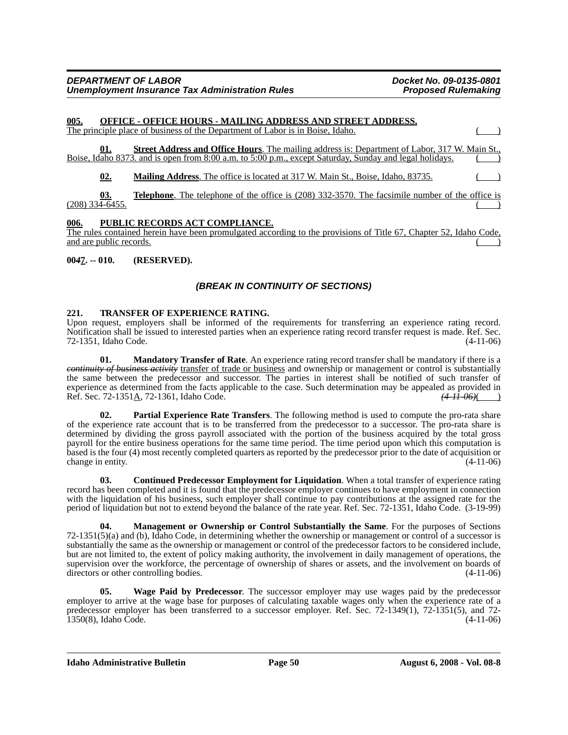**005. OFFICE - OFFICE HOURS - MAILING ADDRESS AND STREET ADDRESS.**
The principle place of business of the Department of Labor is in Boise, Idaho. ( )

**01. Street Address and Office Hours**. The mailing address is: Department of Labor, 317 W. Main St., Boise, Idaho 8373. and is open from 8:00 a.m. to 5:00 p.m., except Saturday, Sunday and legal holidays. ( )

**02. Mailing Address**. The office is located at 317 W. Main St., Boise, Idaho, 83735. ( )

**03. Telephone**. The telephone of the office is (208) 332-3570. The facsimile number of the office is (208) 334-6455. ( )

**006. PUBLIC RECORDS ACT COMPLIANCE.**
The rules contained herein have been promulgated according to the provisions of Title 67, Chapter 52, Idaho Code, and are public records. ( )

**00~~4~~7. -- 010. (RESERVED).**

***(BREAK IN CONTINUITY OF SECTIONS)***

**221. TRANSFER OF EXPERIENCE RATING.**
Upon request, employers shall be informed of the requirements for transferring an experience rating record. Notification shall be issued to interested parties when an experience rating record transfer request is made. Ref. Sec. 72-1351, Idaho Code. (4-11-06)

**01. Mandatory Transfer of Rate**. An experience rating record transfer shall be mandatory if there is a ~~*continuity of business activity*~~ transfer of trade or business and ownership or management or control is substantially the same between the predecessor and successor. The parties in interest shall be notified of such transfer of experience as determined from the facts applicable to the case. Such determination may be appealed as provided in Ref. Sec. 72-1351A, 72-1361, Idaho Code. ~~*(4-11-06)*~~( )

**02. Partial Experience Rate Transfers**. The following method is used to compute the pro-rata share of the experience rate account that is to be transferred from the predecessor to a successor. The pro-rata share is determined by dividing the gross payroll associated with the portion of the business acquired by the total gross payroll for the entire business operations for the same time period. The time period upon which this computation is based is the four (4) most recently completed quarters as reported by the predecessor prior to the date of acquisition or change in entity. (4-11-06)

**03. Continued Predecessor Employment for Liquidation**. When a total transfer of experience rating record has been completed and it is found that the predecessor employer continues to have employment in connection with the liquidation of his business, such employer shall continue to pay contributions at the assigned rate for the period of liquidation but not to extend beyond the balance of the rate year. Ref. Sec. 72-1351, Idaho Code. (3-19-99)

**04. Management or Ownership or Control Substantially the Same**. For the purposes of Sections 72-1351(5)(a) and (b), Idaho Code, in determining whether the ownership or management or control of a successor is substantially the same as the ownership or management or control of the predecessor factors to be considered include, but are not limited to, the extent of policy making authority, the involvement in daily management of operations, the supervision over the workforce, the percentage of ownership of shares or assets, and the involvement on boards of directors or other controlling bodies. (4-11-06)

**05. Wage Paid by Predecessor**. The successor employer may use wages paid by the predecessor employer to arrive at the wage base for purposes of calculating taxable wages only when the experience rate of a predecessor employer has been transferred to a successor employer. Ref. Sec. 72-1349(1), 72-1351(5), and 72-1350(8), Idaho Code. (4-11-06)